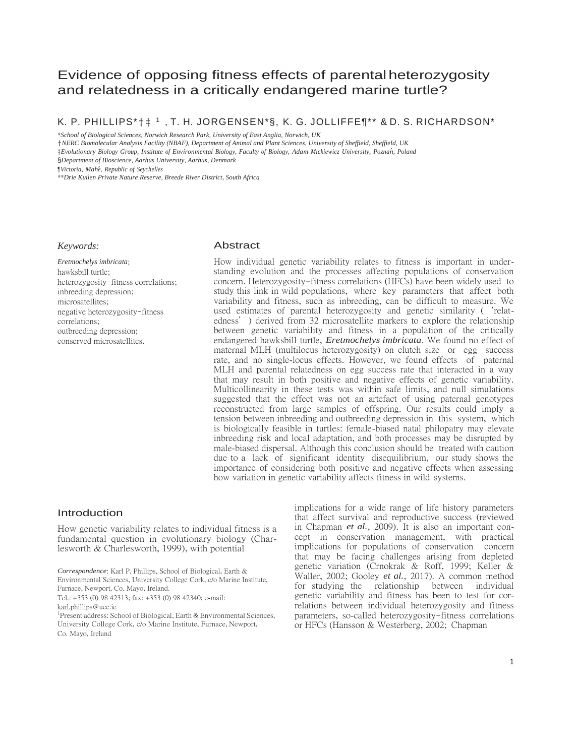# Evidence of opposing fitness effects of parental heterozygosity and relatedness in a critically endangered marine turtle?

K. P. PHILLIPS*†‡ [1] , T. H. JORGENSEN*§, K. G. JOLLIFFE¶** & D. S. RICHARDSON*

*School of Biological Sciences, Norwich Research Park, University of East Anglia, Norwich, UK

†NERC Biomolecular Analysis Facility (NBAF), Department of Animal and Plant Sciences, University of Sheffield, Sheffield, UK

‡Evolutionary Biology Group, Institute of Environmental Biology, Faculty of Biology, Adam Mickiewicz University, Poznań, Poland

§Department of Bioscience, Aarhus University, Aarhus, Denmark

¶Victoria, Mahé, Republic of Seychelles

**Drie Kuilen Private Nature Reserve, Breede River District, South Africa

*Keywords:*

*Eretmochelys imbricata*;
hawksbill turtle;
heterozygosity–fitness correlations;
inbreeding depression;
microsatellites;
negative heterozygosity–fitness correlations;
outbreeding depression;
conserved microsatellites.

## Abstract

How individual genetic variability relates to fitness is important in understanding evolution and the processes affecting populations of conservation concern. Heterozygosity–fitness correlations (HFCs) have been widely used to study this link in wild populations, where key parameters that affect both variability and fitness, such as inbreeding, can be difficult to measure. We used estimates of parental heterozygosity and genetic similarity ('relatedness') derived from 32 microsatellite markers to explore the relationship between genetic variability and fitness in a population of the critically endangered hawksbill turtle, *Eretmochelys imbricata*. We found no effect of maternal MLH (multilocus heterozygosity) on clutch size or egg success rate, and no single-locus effects. However, we found effects of paternal MLH and parental relatedness on egg success rate that interacted in a way that may result in both positive and negative effects of genetic variability. Multicollinearity in these tests was within safe limits, and null simulations suggested that the effect was not an artefact of using paternal genotypes reconstructed from large samples of offspring. Our results could imply a tension between inbreeding and outbreeding depression in this system, which is biologically feasible in turtles: female-biased natal philopatry may elevate inbreeding risk and local adaptation, and both processes may be disrupted by male-biased dispersal. Although this conclusion should be treated with caution due to a lack of significant identity disequilibrium, our study shows the importance of considering both positive and negative effects when assessing how variation in genetic variability affects fitness in wild systems.

## Introduction

How genetic variability relates to individual fitness is a fundamental question in evolutionary biology (Charlesworth & Charlesworth, 1999), with potential implications for a wide range of life history parameters that affect survival and reproductive success (reviewed in Chapman *et al.*, 2009). It is also an important concept in conservation management, with practical implications for populations of conservation concern that may be facing challenges arising from depleted genetic variation (Crnokrak & Roff, 1999; Keller & Waller, 2002; Gooley *et al.*, 2017). A common method for studying the relationship between individual genetic variability and fitness has been to test for correlations between individual heterozygosity and fitness parameters, so-called heterozygosity–fitness correlations or HFCs (Hansson & Westerberg, 2002; Chapman

*Correspondence*: Karl P. Phillips, School of Biological, Earth & Environmental Sciences, University College Cork, c/o Marine Institute, Furnace, Newport, Co. Mayo, Ireland.
Tel.: +353 (0) 98 42313; fax: +353 (0) 98 42340; e-mail: karl.phillips@ucc.ie

[1]Present address: School of Biological, Earth & Environmental Sciences, University College Cork, c/o Marine Institute, Furnace, Newport, Co. Mayo, Ireland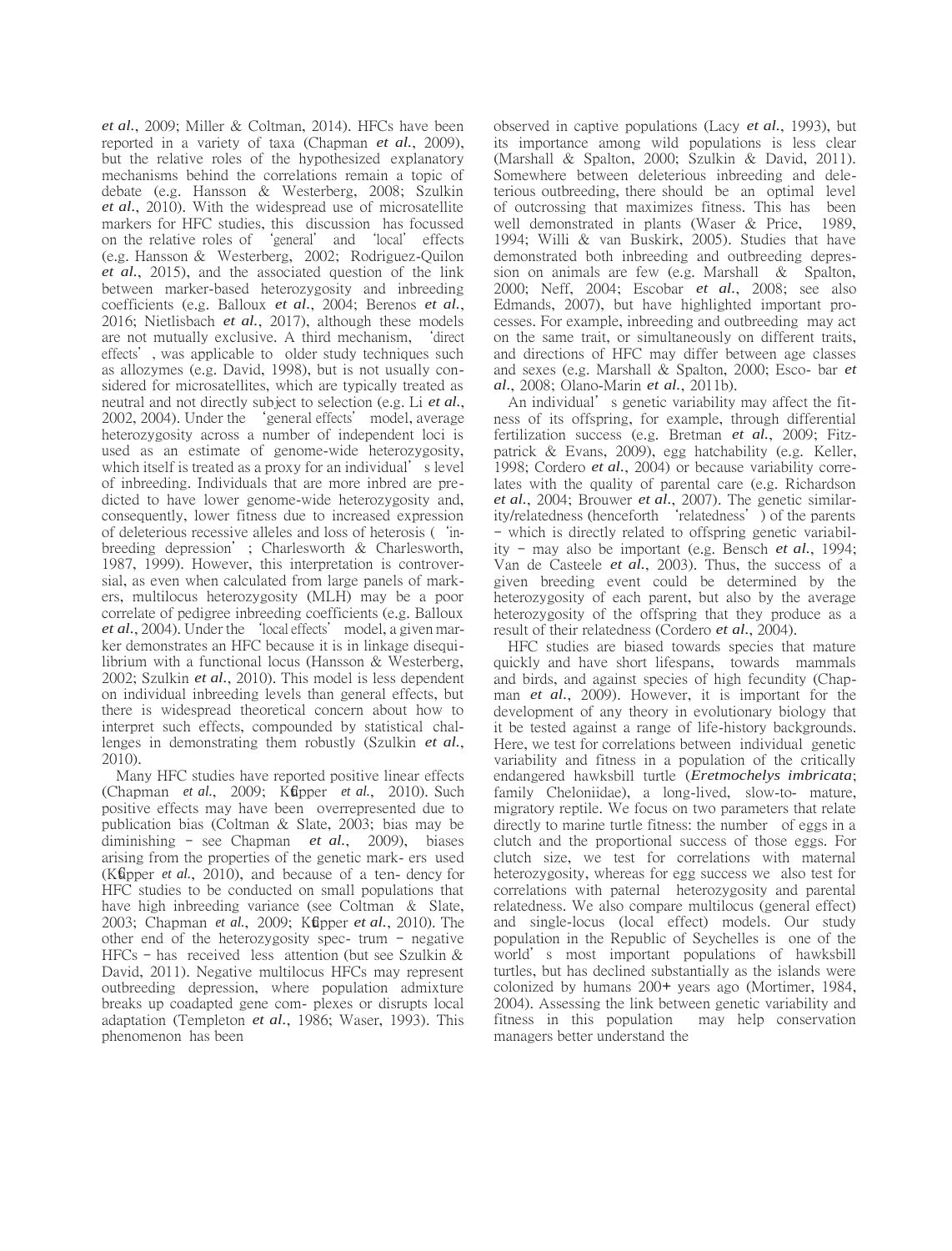*et al.*, 2009; Miller & Coltman, 2014). HFCs have been reported in a variety of taxa (Chapman *et al.*, 2009), but the relative roles of the hypothesized explanatory mechanisms behind the correlations remain a topic of debate (e.g. Hansson & Westerberg, 2008; Szulkin *et al.*, 2010). With the widespread use of microsatellite markers for HFC studies, this discussion has focussed on the relative roles of 'general' and 'local' effects (e.g. Hansson & Westerberg, 2002; Rodriguez-Quilon *et al.*, 2015), and the associated question of the link between marker-based heterozygosity and inbreeding coefficients (e.g. Balloux *et al.*, 2004; Berenos *et al.*, 2016; Nietlisbach *et al.*, 2017), although these models are not mutually exclusive. A third mechanism, 'direct effects', was applicable to older study techniques such as allozymes (e.g. David, 1998), but is not usually considered for microsatellites, which are typically treated as neutral and not directly subject to selection (e.g. Li *et al.*, 2002, 2004). Under the 'general effects' model, average heterozygosity across a number of independent loci is used as an estimate of genome-wide heterozygosity, which itself is treated as a proxy for an individual's level of inbreeding. Individuals that are more inbred are predicted to have lower genome-wide heterozygosity and, consequently, lower fitness due to increased expression of deleterious recessive alleles and loss of heterosis ('inbreeding depression'; Charlesworth & Charlesworth, 1987, 1999). However, this interpretation is controversial, as even when calculated from large panels of markers, multilocus heterozygosity (MLH) may be a poor correlate of pedigree inbreeding coefficients (e.g. Balloux *et al.*, 2004). Under the 'local effects' model, a given marker demonstrates an HFC because it is in linkage disequilibrium with a functional locus (Hansson & Westerberg, 2002; Szulkin *et al.*, 2010). This model is less dependent on individual inbreeding levels than general effects, but there is widespread theoretical concern about how to interpret such effects, compounded by statistical challenges in demonstrating them robustly (Szulkin *et al.*, 2010).

Many HFC studies have reported positive linear effects (Chapman *et al.*, 2009; Küpper *et al.*, 2010). Such positive effects may have been overrepresented due to publication bias (Coltman & Slate, 2003; bias may be diminishing – see Chapman *et al.*, 2009), biases arising from the properties of the genetic markers used (Küpper *et al.*, 2010), and because of a tendency for HFC studies to be conducted on small populations that have high inbreeding variance (see Coltman & Slate, 2003; Chapman *et al.*, 2009; Küpper *et al.*, 2010). The other end of the heterozygosity spectrum – negative HFCs – has received less attention (but see Szulkin & David, 2011). Negative multilocus HFCs may represent outbreeding depression, where population admixture breaks up coadapted gene complexes or disrupts local adaptation (Templeton *et al.*, 1986; Waser, 1993). This phenomenon has been observed in captive populations (Lacy *et al.*, 1993), but its importance among wild populations is less clear (Marshall & Spalton, 2000; Szulkin & David, 2011). Somewhere between deleterious inbreeding and deleterious outbreeding, there should be an optimal level of outcrossing that maximizes fitness. This has been well demonstrated in plants (Waser & Price, 1989, 1994; Willi & van Buskirk, 2005). Studies that have demonstrated both inbreeding and outbreeding depression on animals are few (e.g. Marshall & Spalton, 2000; Neff, 2004; Escobar *et al.*, 2008; see also Edmands, 2007), but have highlighted important processes. For example, inbreeding and outbreeding may act on the same trait, or simultaneously on different traits, and directions of HFC may differ between age classes and sexes (e.g. Marshall & Spalton, 2000; Escobar *et al.*, 2008; Olano-Marin *et al.*, 2011b).

An individual's genetic variability may affect the fitness of its offspring, for example, through differential fertilization success (e.g. Bretman *et al.*, 2009; Fitzpatrick & Evans, 2009), egg hatchability (e.g. Keller, 1998; Cordero *et al.*, 2004) or because variability correlates with the quality of parental care (e.g. Richardson *et al.*, 2004; Brouwer *et al.*, 2007). The genetic similarity/relatedness (henceforth 'relatedness') of the parents – which is directly related to offspring genetic variability – may also be important (e.g. Bensch *et al.*, 1994; Van de Casteele *et al.*, 2003). Thus, the success of a given breeding event could be determined by the heterozygosity of each parent, but also by the average heterozygosity of the offspring that they produce as a result of their relatedness (Cordero *et al.*, 2004).

HFC studies are biased towards species that mature quickly and have short lifespans, towards mammals and birds, and against species of high fecundity (Chapman *et al.*, 2009). However, it is important for the development of any theory in evolutionary biology that it be tested against a range of life-history backgrounds. Here, we test for correlations between individual genetic variability and fitness in a population of the critically endangered hawksbill turtle (***Eretmochelys imbricata***; family Cheloniidae), a long-lived, slow-to-mature, migratory reptile. We focus on two parameters that relate directly to marine turtle fitness: the number of eggs in a clutch and the proportional success of those eggs. For clutch size, we test for correlations with maternal heterozygosity, whereas for egg success we also test for correlations with paternal heterozygosity and parental relatedness. We also compare multilocus (general effect) and single-locus (local effect) models. Our study population in the Republic of Seychelles is one of the world's most important populations of hawksbill turtles, but has declined substantially as the islands were colonized by humans 200+ years ago (Mortimer, 1984, 2004). Assessing the link between genetic variability and fitness in this population may help conservation managers better understand the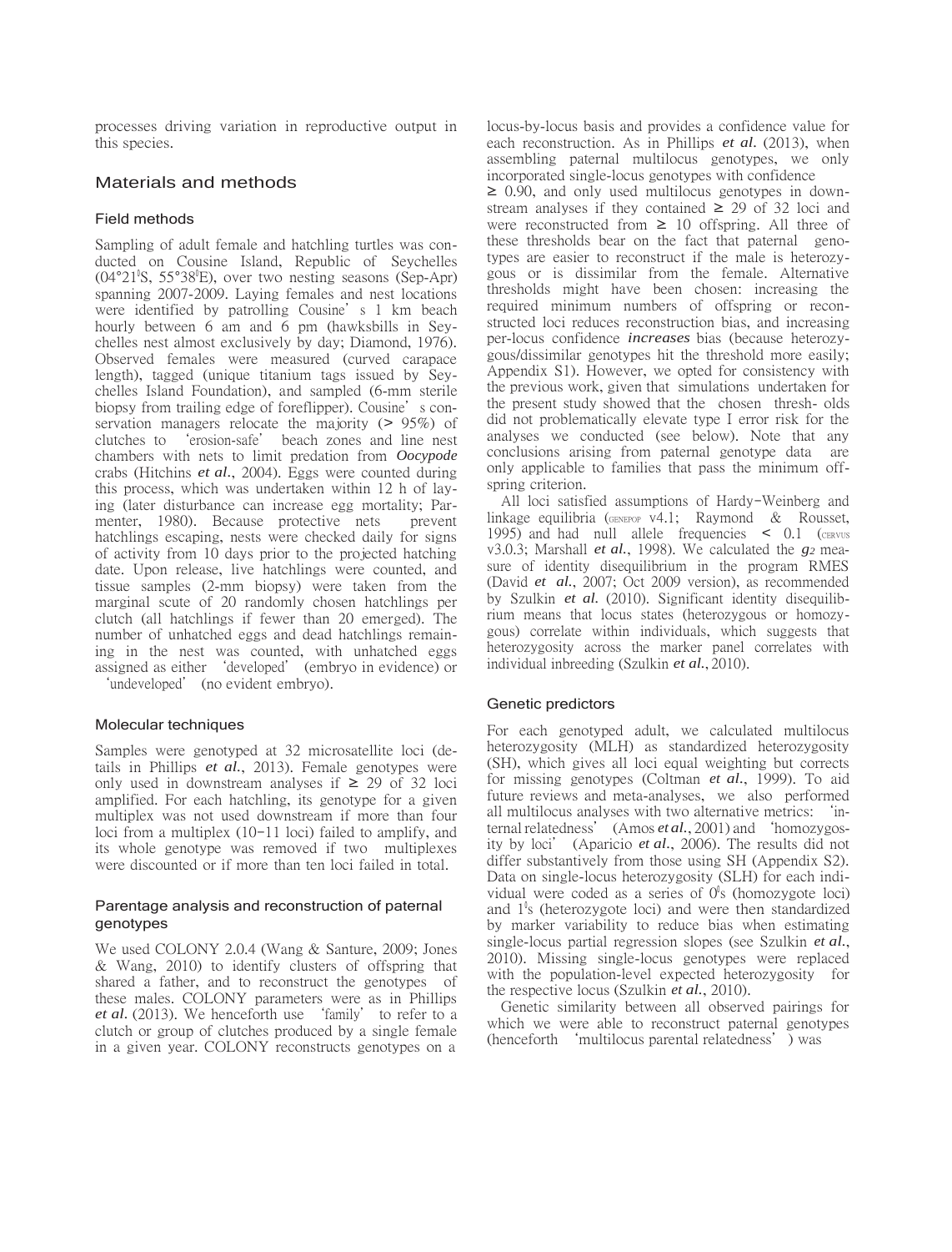processes driving variation in reproductive output in this species.

## Materials and methods

### Field methods

Sampling of adult female and hatchling turtles was conducted on Cousine Island, Republic of Seychelles (04°21′S, 55°38′E), over two nesting seasons (Sep-Apr) spanning 2007-2009. Laying females and nest locations were identified by patrolling Cousine's 1 km beach hourly between 6 am and 6 pm (hawksbills in Seychelles nest almost exclusively by day; Diamond, 1976). Observed females were measured (curved carapace length), tagged (unique titanium tags issued by Seychelles Island Foundation), and sampled (6-mm sterile biopsy from trailing edge of foreflipper). Cousine's conservation managers relocate the majority (> 95%) of clutches to 'erosion-safe' beach zones and line nest chambers with nets to limit predation from *Oocypode* crabs (Hitchins *et al.*, 2004). Eggs were counted during this process, which was undertaken within 12 h of laying (later disturbance can increase egg mortality; Parmenter, 1980). Because protective nets prevent hatchlings escaping, nests were checked daily for signs of activity from 10 days prior to the projected hatching date. Upon release, live hatchlings were counted, and tissue samples (2-mm biopsy) were taken from the marginal scute of 20 randomly chosen hatchlings per clutch (all hatchlings if fewer than 20 emerged). The number of unhatched eggs and dead hatchlings remaining in the nest was counted, with unhatched eggs assigned as either 'developed' (embryo in evidence) or 'undeveloped' (no evident embryo).

### Molecular techniques

Samples were genotyped at 32 microsatellite loci (details in Phillips *et al.*, 2013). Female genotypes were only used in downstream analyses if ≥ 29 of 32 loci amplified. For each hatchling, its genotype for a given multiplex was not used downstream if more than four loci from a multiplex (10–11 loci) failed to amplify, and its whole genotype was removed if two multiplexes were discounted or if more than ten loci failed in total.

### Parentage analysis and reconstruction of paternal genotypes

We used COLONY 2.0.4 (Wang & Santure, 2009; Jones & Wang, 2010) to identify clusters of offspring that shared a father, and to reconstruct the genotypes of these males. COLONY parameters were as in Phillips *et al.* (2013). We henceforth use 'family' to refer to a clutch or group of clutches produced by a single female in a given year. COLONY reconstructs genotypes on a locus-by-locus basis and provides a confidence value for each reconstruction. As in Phillips *et al.* (2013), when assembling paternal multilocus genotypes, we only incorporated single-locus genotypes with confidence ≥ 0.90, and only used multilocus genotypes in downstream analyses if they contained ≥ 29 of 32 loci and were reconstructed from ≥ 10 offspring. All three of these thresholds bear on the fact that paternal genotypes are easier to reconstruct if the male is heterozygous or is dissimilar from the female. Alternative thresholds might have been chosen: increasing the required minimum numbers of offspring or reconstructed loci reduces reconstruction bias, and increasing per-locus confidence *increases* bias (because heterozygous/dissimilar genotypes hit the threshold more easily; Appendix S1). However, we opted for consistency with the previous work, given that simulations undertaken for the present study showed that the chosen thresholds did not problematically elevate type I error risk for the analyses we conducted (see below). Note that any conclusions arising from paternal genotype data are only applicable to families that pass the minimum offspring criterion.

All loci satisfied assumptions of Hardy–Weinberg and linkage equilibria (GENEPOP v4.1; Raymond & Rousset, 1995) and had null allele frequencies < 0.1 (CERVUS v3.0.3; Marshall *et al.*, 1998). We calculated the $g_2$ measure of identity disequilibrium in the program RMES (David *et al.*, 2007; Oct 2009 version), as recommended by Szulkin *et al.* (2010). Significant identity disequilibrium means that locus states (heterozygous or homozygous) correlate within individuals, which suggests that heterozygosity across the marker panel correlates with individual inbreeding (Szulkin *et al.*, 2010).

### Genetic predictors

For each genotyped adult, we calculated multilocus heterozygosity (MLH) as standardized heterozygosity (SH), which gives all loci equal weighting but corrects for missing genotypes (Coltman *et al.*, 1999). To aid future reviews and meta-analyses, we also performed all multilocus analyses with two alternative metrics: 'internal relatedness' (Amos *et al.*, 2001) and 'homozygosity by loci' (Aparicio *et al.*, 2006). The results did not differ substantively from those using SH (Appendix S2). Data on single-locus heterozygosity (SLH) for each individual were coded as a series of 0's (homozygote loci) and 1's (heterozygote loci) and were then standardized by marker variability to reduce bias when estimating single-locus partial regression slopes (see Szulkin *et al.*, 2010). Missing single-locus genotypes were replaced with the population-level expected heterozygosity for the respective locus (Szulkin *et al.*, 2010).

Genetic similarity between all observed pairings for which we were able to reconstruct paternal genotypes (henceforth 'multilocus parental relatedness') was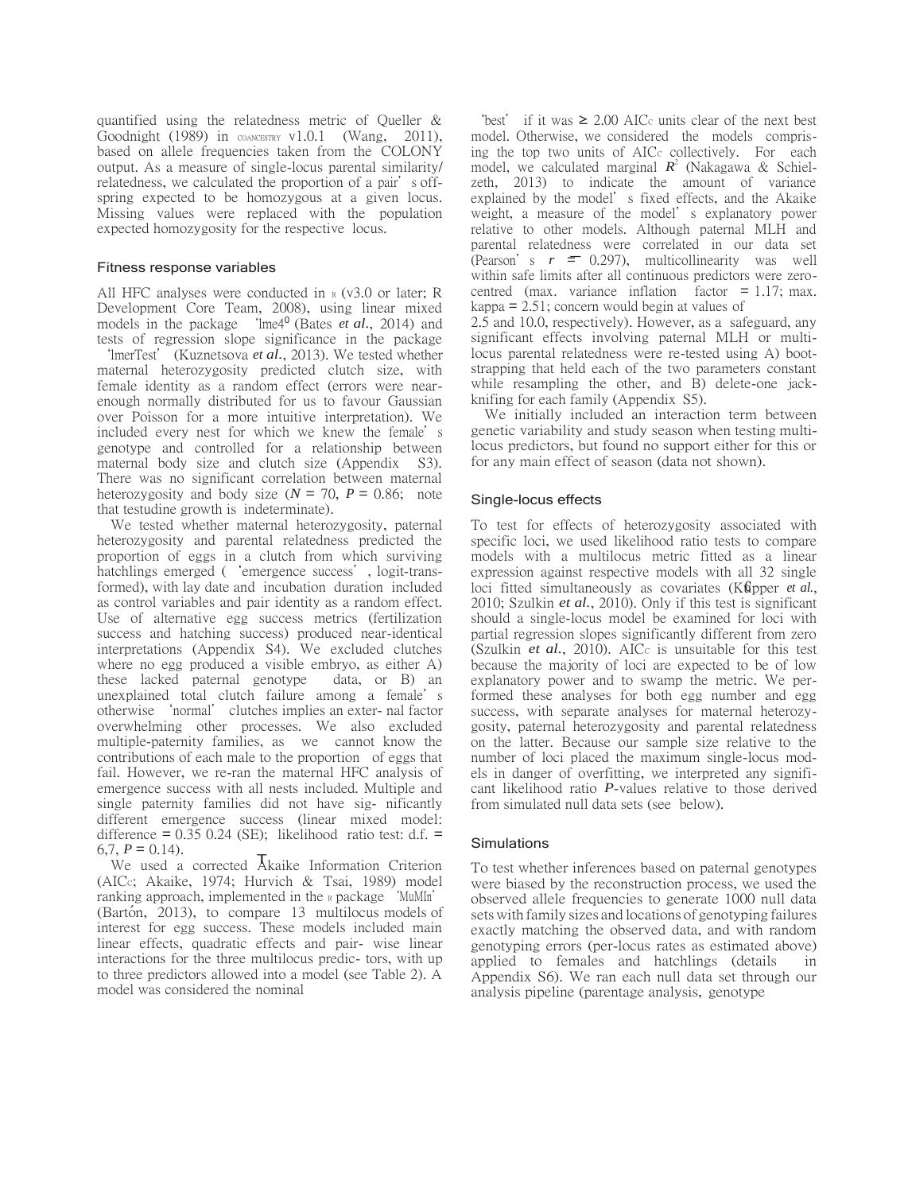quantified using the relatedness metric of Queller & Goodnight (1989) in COANCESTRY v1.0.1 (Wang, 2011), based on allele frequencies taken from the COLONY output. As a measure of single-locus parental similarity/relatedness, we calculated the proportion of a pair's offspring expected to be homozygous at a given locus. Missing values were replaced with the population expected homozygosity for the respective locus.

### Fitness response variables

All HFC analyses were conducted in R (v3.0 or later; R Development Core Team, 2008), using linear mixed models in the package 'lme4' (Bates *et al.*, 2014) and tests of regression slope significance in the package 'lmerTest' (Kuznetsova *et al.*, 2013). We tested whether maternal heterozygosity predicted clutch size, with female identity as a random effect (errors were near-enough normally distributed for us to favour Gaussian over Poisson for a more intuitive interpretation). We included every nest for which we knew the female's genotype and controlled for a relationship between maternal body size and clutch size (Appendix S3). There was no significant correlation between maternal heterozygosity and body size ($N = 70$, $P = 0.86$; note that testudine growth is indeterminate).

We tested whether maternal heterozygosity, paternal heterozygosity and parental relatedness predicted the proportion of eggs in a clutch from which surviving hatchlings emerged ('emergence success', logit-transformed), with lay date and incubation duration included as control variables and pair identity as a random effect. Use of alternative egg success metrics (fertilization success and hatching success) produced near-identical interpretations (Appendix S4). We excluded clutches where no egg produced a visible embryo, as either A) these lacked paternal genotype data, or B) an unexplained total clutch failure among a female's otherwise 'normal' clutches implies an external factor overwhelming other processes. We also excluded multiple-paternity families, as we cannot know the contributions of each male to the proportion of eggs that fail. However, we re-ran the maternal HFC analysis of emergence success with all nests included. Multiple and single paternity families did not have significantly different emergence success (linear mixed model: difference = 0.35 0.24 (SE); likelihood ratio test: d.f. = 6,7, $P = 0.14$).

We used a corrected Akaike Information Criterion (AIC$_c$; Akaike, 1974; Hurvich & Tsai, 1989) model ranking approach, implemented in the R package 'MuMIn' (Bartón, 2013), to compare 13 multilocus models of interest for egg success. These models included main linear effects, quadratic effects and pair-wise linear interactions for the three multilocus predictors, with up to three predictors allowed into a model (see Table 2). A model was considered the nominal 'best' if it was ≥ 2.00 AIC$_c$ units clear of the next best model. Otherwise, we considered the models comprising the top two units of AIC$_c$ collectively. For each model, we calculated marginal $R^2$ (Nakagawa & Schielzeth, 2013) to indicate the amount of variance explained by the model's fixed effects, and the Akaike weight, a measure of the model's explanatory power relative to other models. Although paternal MLH and parental relatedness were correlated in our data set (Pearson's $r = -0.297$), multicollinearity was well within safe limits after all continuous predictors were zero-centred (max. variance inflation factor = 1.17; max. kappa = 2.51; concern would begin at values of 2.5 and 10.0, respectively). However, as a safeguard, any significant effects involving paternal MLH or multilocus parental relatedness were re-tested using A) bootstrapping that held each of the two parameters constant while resampling the other, and B) delete-one jackknifing for each family (Appendix S5).

We initially included an interaction term between genetic variability and study season when testing multilocus predictors, but found no support either for this or for any main effect of season (data not shown).

### Single-locus effects

To test for effects of heterozygosity associated with specific loci, we used likelihood ratio tests to compare models with a multilocus metric fitted as a linear expression against respective models with all 32 single loci fitted simultaneously as covariates (Küpper *et al.*, 2010; Szulkin *et al.*, 2010). Only if this test is significant should a single-locus model be examined for loci with partial regression slopes significantly different from zero (Szulkin *et al.*, 2010). AIC$_c$ is unsuitable for this test because the majority of loci are expected to be of low explanatory power and to swamp the metric. We performed these analyses for both egg number and egg success, with separate analyses for maternal heterozygosity, paternal heterozygosity and parental relatedness on the latter. Because our sample size relative to the number of loci placed the maximum single-locus models in danger of overfitting, we interpreted any significant likelihood ratio $P$-values relative to those derived from simulated null data sets (see below).

### Simulations

To test whether inferences based on paternal genotypes were biased by the reconstruction process, we used the observed allele frequencies to generate 1000 null data sets with family sizes and locations of genotyping failures exactly matching the observed data, and with random genotyping errors (per-locus rates as estimated above) applied to females and hatchlings (details in Appendix S6). We ran each null data set through our analysis pipeline (parentage analysis, genotype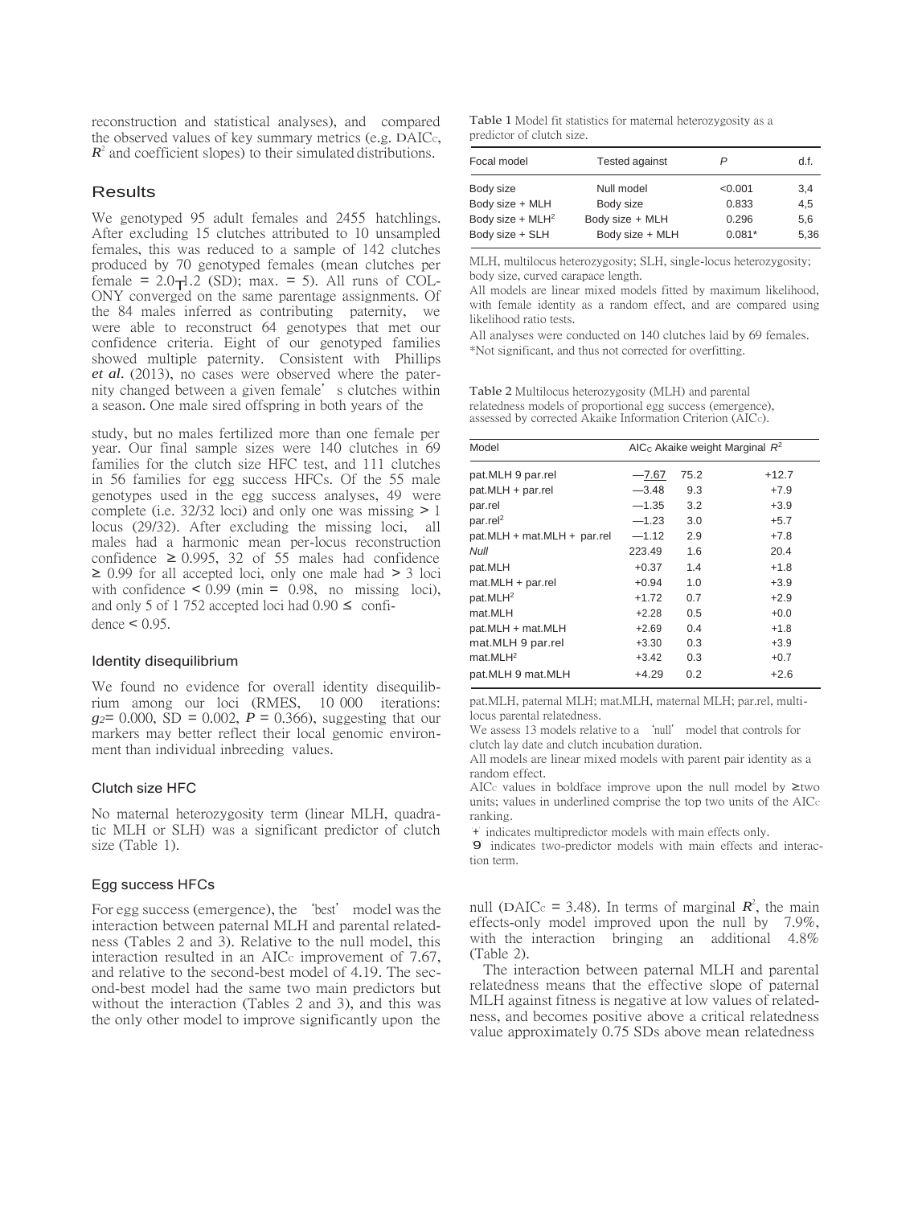reconstruction and statistical analyses), and compared the observed values of key summary metrics (e.g. $\Delta AIC_C$, $R^2$ and coefficient slopes) to their simulated distributions.

## Results

We genotyped 95 adult females and 2455 hatchlings. After excluding 15 clutches attributed to 10 unsampled females, this was reduced to a sample of 142 clutches produced by 70 genotyped females (mean clutches per female = 2.0 ± 1.2 (SD); max. = 5). All runs of COLONY converged on the same parentage assignments. Of the 84 males inferred as contributing paternity, we were able to reconstruct 64 genotypes that met our confidence criteria. Eight of our genotyped families showed multiple paternity. Consistent with Phillips *et al.* (2013), no cases were observed where the paternity changed between a given female's clutches within a season. One male sired offspring in both years of the study, but no males fertilized more than one female per year. Our final sample sizes were 140 clutches in 69 families for the clutch size HFC test, and 111 clutches in 56 families for egg success HFCs. Of the 55 male genotypes used in the egg success analyses, 49 were complete (i.e. 32/32 loci) and only one was missing > 1 locus (29/32). After excluding the missing loci, all males had a harmonic mean per-locus reconstruction confidence ≥ 0.995, 32 of 55 males had confidence ≥ 0.99 for all accepted loci, only one male had > 3 loci with confidence < 0.99 (min = 0.98, no missing loci), and only 5 of 1 752 accepted loci had 0.90 ≤ confidence < 0.95.

### Identity disequilibrium

We found no evidence for overall identity disequilibrium among our loci (RMES, 10 000 iterations: $g_2$ = 0.000, SD = 0.002, $P$ = 0.366), suggesting that our markers may better reflect their local genomic environment than individual inbreeding values.

### Clutch size HFC

No maternal heterozygosity term (linear MLH, quadratic MLH or SLH) was a significant predictor of clutch size (Table 1).

### Egg success HFCs

For egg success (emergence), the 'best' model was the interaction between paternal MLH and parental relatedness (Tables 2 and 3). Relative to the null model, this interaction resulted in an $AIC_C$ improvement of 7.67, and relative to the second-best model of 4.19. The second-best model had the same two main predictors but without the interaction (Tables 2 and 3), and this was the only other model to improve significantly upon the null ($\Delta AIC_C$ = 3.48). In terms of marginal $R^2$, the main effects-only model improved upon the null by 7.9%, with the interaction bringing an additional 4.8% (Table 2).

The interaction between paternal MLH and parental relatedness means that the effective slope of paternal MLH against fitness is negative at low values of relatedness, and becomes positive above a critical relatedness value approximately 0.75 SDs above mean relatedness

**Table 1** Model fit statistics for maternal heterozygosity as a predictor of clutch size.

| Focal model | Tested against | $P$ | d.f. |
|---|---|---|---|
| Body size | Null model | <0.001 | 3,4 |
| Body size + MLH | Body size | 0.833 | 4,5 |
| Body size + MLH$^2$ | Body size + MLH | 0.296 | 5,6 |
| Body size + SLH | Body size + MLH | 0.081* | 5,36 |

MLH, multilocus heterozygosity; SLH, single-locus heterozygosity; body size, curved carapace length.

All models are linear mixed models fitted by maximum likelihood, with female identity as a random effect, and are compared using likelihood ratio tests.

All analyses were conducted on 140 clutches laid by 69 females.

*Not significant, and thus not corrected for overfitting.

**Table 2** Multilocus heterozygosity (MLH) and parental relatedness models of proportional egg success (emergence), assessed by corrected Akaike Information Criterion ($AIC_C$).

| Model | $AIC_C$ | Akaike weight | Marginal $R^2$ |
|---|---|---|---|
| pat.MLH 9 par.rel | **—7.67** | 75.2 | +12.7 |
| pat.MLH + par.rel | **—3.48** | 9.3 | +7.9 |
| par.rel | —1.35 | 3.2 | +3.9 |
| par.rel$^2$ | —1.23 | 3.0 | +5.7 |
| pat.MLH + mat.MLH + par.rel | —1.12 | 2.9 | +7.8 |
| *Null* | 223.49 | 1.6 | 20.4 |
| pat.MLH | +0.37 | 1.4 | +1.8 |
| mat.MLH + par.rel | +0.94 | 1.0 | +3.9 |
| pat.MLH$^2$ | +1.72 | 0.7 | +2.9 |
| mat.MLH | +2.28 | 0.5 | +0.0 |
| pat.MLH + mat.MLH | +2.69 | 0.4 | +1.8 |
| mat.MLH 9 par.rel | +3.30 | 0.3 | +3.9 |
| mat.MLH$^2$ | +3.42 | 0.3 | +0.7 |
| pat.MLH 9 mat.MLH | +4.29 | 0.2 | +2.6 |

pat.MLH, paternal MLH; mat.MLH, maternal MLH; par.rel, multilocus parental relatedness.

We assess 13 models relative to a 'null' model that controls for clutch lay date and clutch incubation duration.

All models are linear mixed models with parent pair identity as a random effect.

$AIC_C$ values in boldface improve upon the null model by ≥two units; values in underlined comprise the top two units of the $AIC_C$ ranking.

'+' indicates multipredictor models with main effects only.

'9' indicates two-predictor models with main effects and interaction term.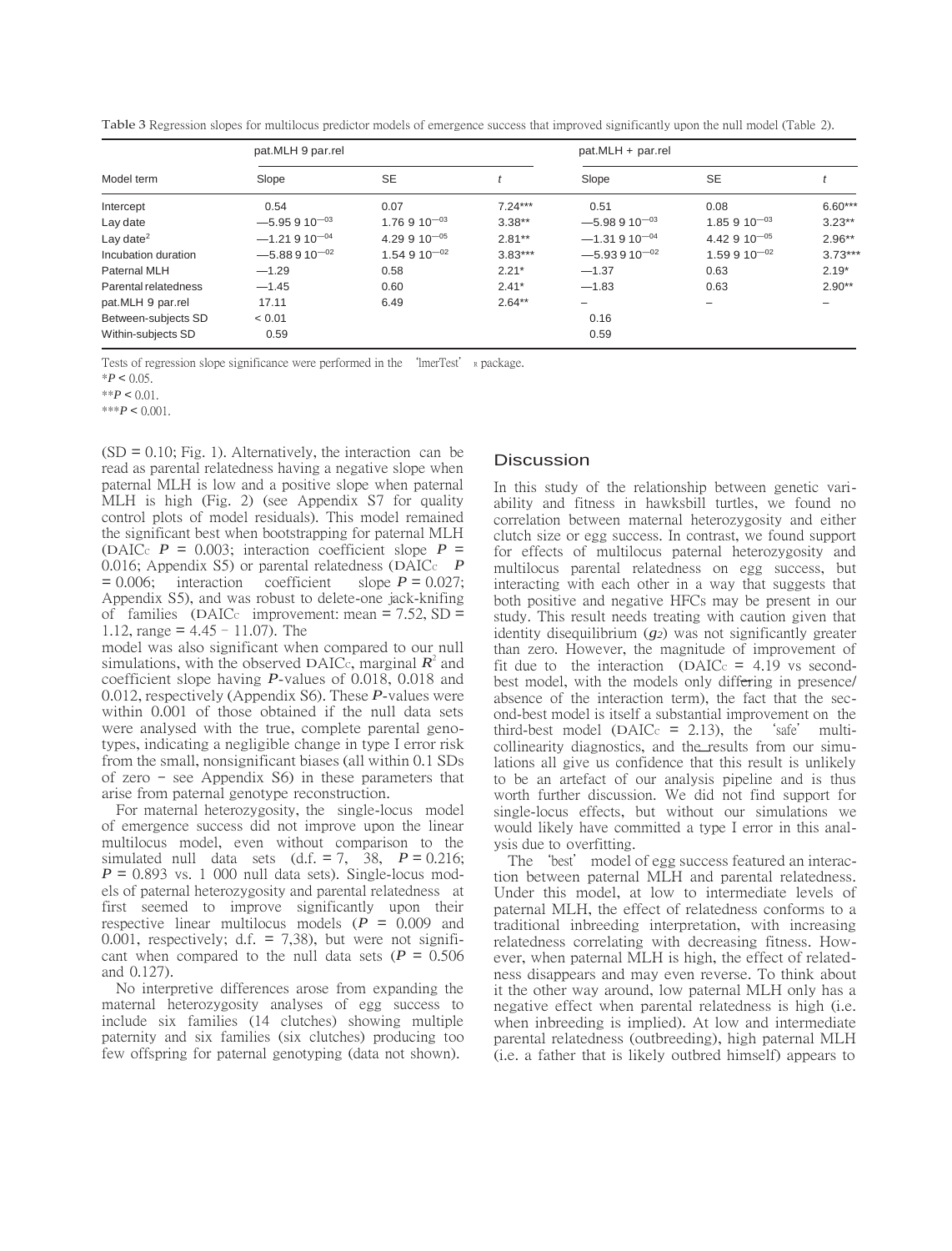Table 3 Regression slopes for multilocus predictor models of emergence success that improved significantly upon the null model (Table 2).

| Model term | pat.MLH × par.rel | | | pat.MLH + par.rel | | |
|---|---|---|---|---|---|---|
| | Slope | SE | $t$ | Slope | SE | $t$ |
| Intercept | 0.54 | 0.07 | 7.24*** | 0.51 | 0.08 | 6.60*** |
| Lay date | $-5.95 \times 10^{-03}$ | $1.76 \times 10^{-03}$ | 3.38** | $-5.98 \times 10^{-03}$ | $1.85 \times 10^{-03}$ | 3.23** |
| Lay date² | $-1.21 \times 10^{-04}$ | $4.29 \times 10^{-05}$ | 2.81** | $-1.31 \times 10^{-04}$ | $4.42 \times 10^{-05}$ | 2.96** |
| Incubation duration | $-5.88 \times 10^{-02}$ | $1.54 \times 10^{-02}$ | 3.83*** | $-5.93 \times 10^{-02}$ | $1.59 \times 10^{-02}$ | 3.73*** |
| Paternal MLH | −1.29 | 0.58 | 2.21* | −1.37 | 0.63 | 2.19* |
| Parental relatedness | −1.45 | 0.60 | 2.41* | −1.83 | 0.63 | 2.90** |
| pat.MLH × par.rel | 17.11 | 6.49 | 2.64** | – | – | – |
| Between-subjects SD | < 0.01 | | | 0.16 | | |
| Within-subjects SD | 0.59 | | | 0.59 | | |

Tests of regression slope significance were performed in the 'lmerTest' R package.
*$P < 0.05$.
**$P < 0.01$.
***$P < 0.001$.

(SD = 0.10; Fig. 1). Alternatively, the interaction can be read as parental relatedness having a negative slope when paternal MLH is low and a positive slope when paternal MLH is high (Fig. 2) (see Appendix S7 for quality control plots of model residuals). This model remained the significant best when bootstrapping for paternal MLH ($\Delta AIC_c$ $P = 0.003$; interaction coefficient slope $P = 0.016$; Appendix S5) or parental relatedness ($\Delta AIC_c$ $P = 0.006$; interaction coefficient slope $P = 0.027$; Appendix S5), and was robust to delete-one jack-knifing of families ($\Delta AIC_c$ improvement: mean = 7.52, SD = 1.12, range = 4.45 – 11.07). The model was also significant when compared to our null simulations, with the observed $\Delta AIC_c$, marginal $R^2$ and coefficient slope having $P$-values of 0.018, 0.018 and 0.012, respectively (Appendix S6). These $P$-values were within 0.001 of those obtained if the null data sets were analysed with the true, complete parental genotypes, indicating a negligible change in type I error risk from the small, nonsignificant biases (all within 0.1 SDs of zero – see Appendix S6) in these parameters that arise from paternal genotype reconstruction.

For maternal heterozygosity, the single-locus model of emergence success did not improve upon the linear multilocus model, even without comparison to the simulated null data sets (d.f. = 7, 38, $P = 0.216$; $P = 0.893$ vs. 1 000 null data sets). Single-locus models of paternal heterozygosity and parental relatedness at first seemed to improve significantly upon their respective linear multilocus models ($P = 0.009$ and 0.001, respectively; d.f. = 7,38), but were not significant when compared to the null data sets ($P = 0.506$ and 0.127).

No interpretive differences arose from expanding the maternal heterozygosity analyses of egg success to include six families (14 clutches) showing multiple paternity and six families (six clutches) producing too few offspring for paternal genotyping (data not shown).

## Discussion

In this study of the relationship between genetic variability and fitness in hawksbill turtles, we found no correlation between maternal heterozygosity and either clutch size or egg success. In contrast, we found support for effects of multilocus paternal heterozygosity and multilocus parental relatedness on egg success, but interacting with each other in a way that suggests that both positive and negative HFCs may be present in our study. This result needs treating with caution given that identity disequilibrium ($g_2$) was not significantly greater than zero. However, the magnitude of improvement of fit due to the interaction ($\Delta AIC_c$ = 4.19 vs second-best model, with the models only differing in presence/absence of the interaction term), the fact that the second-best model is itself a substantial improvement on the third-best model ($\Delta AIC_c$ = 2.13), the 'safe' multicollinearity diagnostics, and the results from our simulations all give us confidence that this result is unlikely to be an artefact of our analysis pipeline and is thus worth further discussion. We did not find support for single-locus effects, but without our simulations we would likely have committed a type I error in this analysis due to overfitting.

The 'best' model of egg success featured an interaction between paternal MLH and parental relatedness. Under this model, at low to intermediate levels of paternal MLH, the effect of relatedness conforms to a traditional inbreeding interpretation, with increasing relatedness correlating with decreasing fitness. However, when paternal MLH is high, the effect of relatedness disappears and may even reverse. To think about it the other way around, low paternal MLH only has a negative effect when parental relatedness is high (i.e. when inbreeding is implied). At low and intermediate parental relatedness (outbreeding), high paternal MLH (i.e. a father that is likely outbred himself) appears to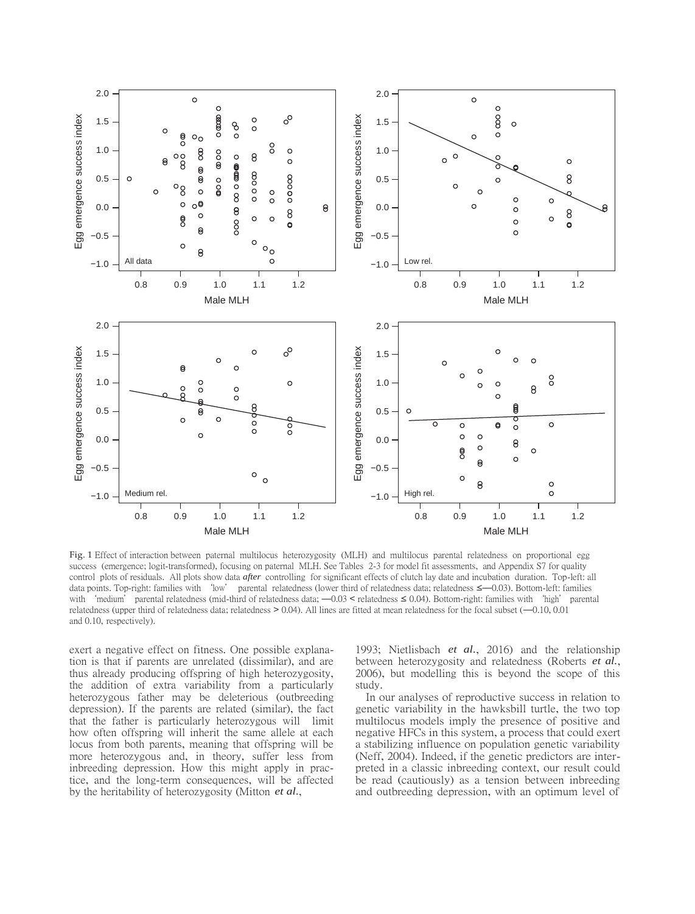Fig. 1 Effect of interaction between paternal multilocus heterozygosity (MLH) and multilocus parental relatedness on proportional egg success (emergence; logit-transformed), focusing on paternal MLH. See Tables 2-3 for model fit assessments, and Appendix S7 for quality control plots of residuals. All plots show data *after* controlling for significant effects of clutch lay date and incubation duration. Top-left: all data points. Top-right: families with 'low' parental relatedness (lower third of relatedness data; relatedness ≤ −0.03). Bottom-left: families with 'medium' parental relatedness (mid-third of relatedness data; −0.03 < relatedness ≤ 0.04). Bottom-right: families with 'high' parental relatedness (upper third of relatedness data; relatedness > 0.04). All lines are fitted at mean relatedness for the focal subset (−0.10, 0.01 and 0.10, respectively).

exert a negative effect on fitness. One possible explanation is that if parents are unrelated (dissimilar), and are thus already producing offspring of high heterozygosity, the addition of extra variability from a particularly heterozygous father may be deleterious (outbreeding depression). If the parents are related (similar), the fact that the father is particularly heterozygous will limit how often offspring will inherit the same allele at each locus from both parents, meaning that offspring will be more heterozygous and, in theory, suffer less from inbreeding depression. How this might apply in practice, and the long-term consequences, will be affected by the heritability of heterozygosity (Mitton *et al.*, 1993; Nietlisbach *et al.*, 2016) and the relationship between heterozygosity and relatedness (Roberts *et al.*, 2006), but modelling this is beyond the scope of this study.

In our analyses of reproductive success in relation to genetic variability in the hawksbill turtle, the two top multilocus models imply the presence of positive and negative HFCs in this system, a process that could exert a stabilizing influence on population genetic variability (Neff, 2004). Indeed, if the genetic predictors are interpreted in a classic inbreeding context, our result could be read (cautiously) as a tension between inbreeding and outbreeding depression, with an optimum level of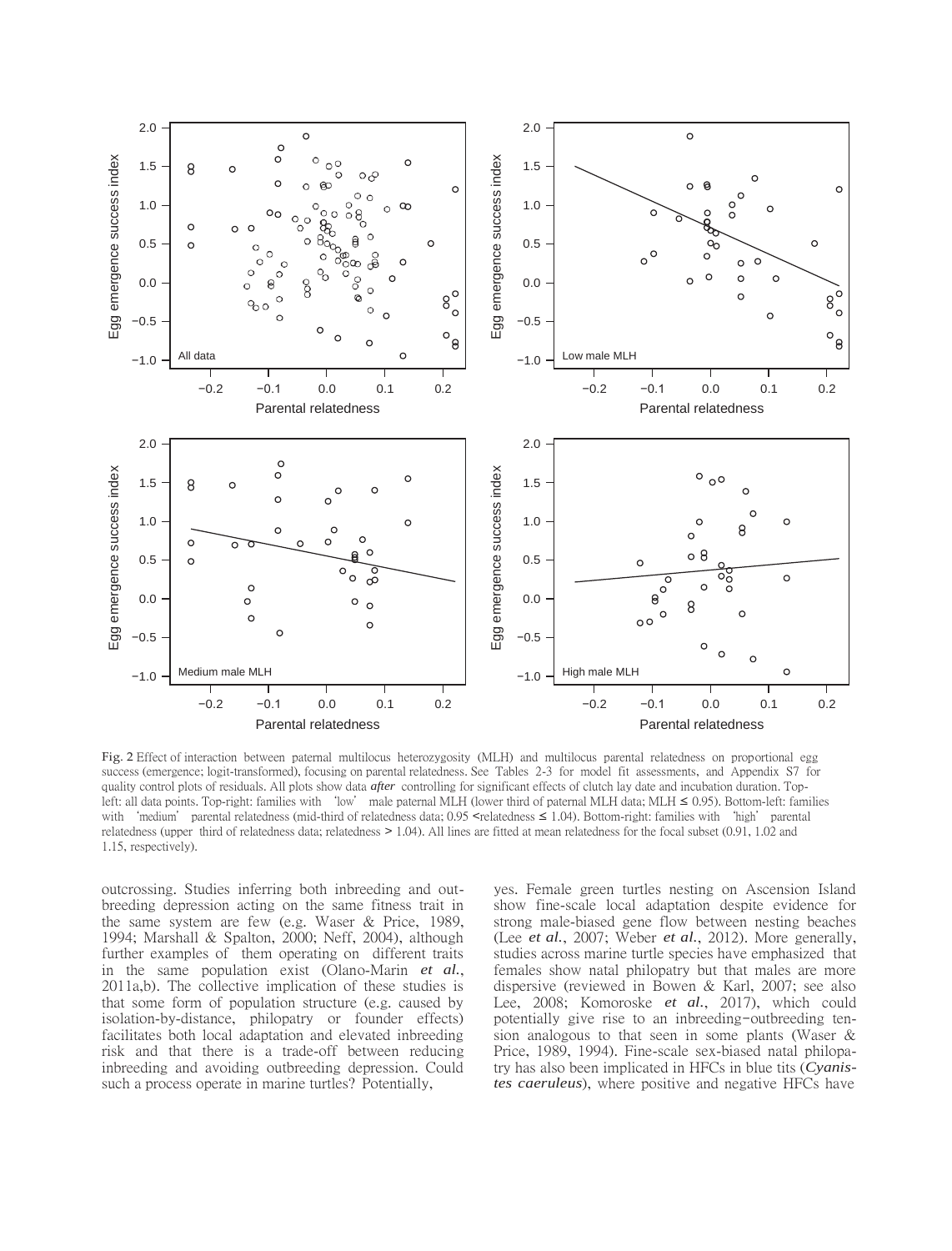Fig. 2 Effect of interaction between paternal multilocus heterozygosity (MLH) and multilocus parental relatedness on proportional egg success (emergence; logit-transformed), focusing on parental relatedness. See Tables 2-3 for model fit assessments, and Appendix S7 for quality control plots of residuals. All plots show data *after* controlling for significant effects of clutch lay date and incubation duration. Top-left: all data points. Top-right: families with 'low' male paternal MLH (lower third of paternal MLH data; MLH ≤ 0.95). Bottom-left: families with 'medium' parental relatedness (mid-third of relatedness data; 0.95 <relatedness ≤ 1.04). Bottom-right: families with 'high' parental relatedness (upper third of relatedness data; relatedness > 1.04). All lines are fitted at mean relatedness for the focal subset (0.91, 1.02 and 1.15, respectively).

outcrossing. Studies inferring both inbreeding and outbreeding depression acting on the same fitness trait in the same system are few (e.g. Waser & Price, 1989, 1994; Marshall & Spalton, 2000; Neff, 2004), although further examples of them operating on different traits in the same population exist (Olano-Marin *et al.*, 2011a,b). The collective implication of these studies is that some form of population structure (e.g. caused by isolation-by-distance, philopatry or founder effects) facilitates both local adaptation and elevated inbreeding risk and that there is a trade-off between reducing inbreeding and avoiding outbreeding depression. Could such a process operate in marine turtles? Potentially, yes. Female green turtles nesting on Ascension Island show fine-scale local adaptation despite evidence for strong male-biased gene flow between nesting beaches (Lee *et al.*, 2007; Weber *et al.*, 2012). More generally, studies across marine turtle species have emphasized that females show natal philopatry but that males are more dispersive (reviewed in Bowen & Karl, 2007; see also Lee, 2008; Komoroske *et al.*, 2017), which could potentially give rise to an inbreeding–outbreeding tension analogous to that seen in some plants (Waser & Price, 1989, 1994). Fine-scale sex-biased natal philopatry has also been implicated in HFCs in blue tits (*Cyanistes caeruleus*), where positive and negative HFCs have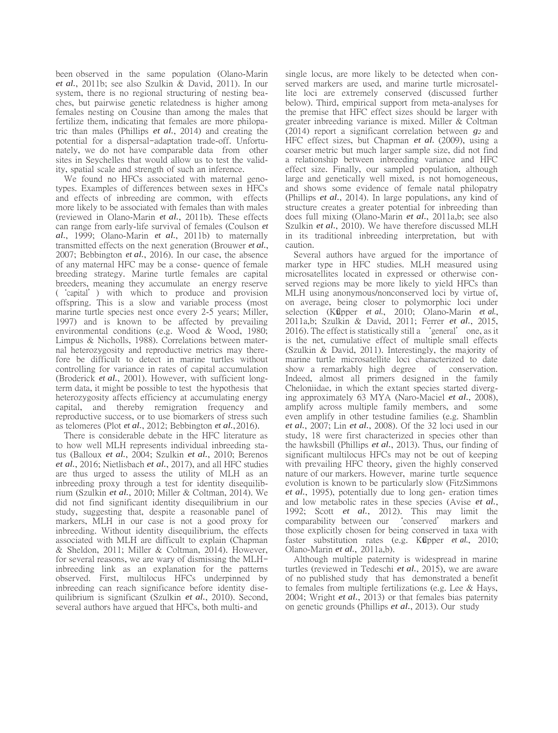been observed in the same population (Olano-Marin *et al.*, 2011b; see also Szulkin & David, 2011). In our system, there is no regional structuring of nesting beaches, but pairwise genetic relatedness is higher among females nesting on Cousine than among the males that fertilize them, indicating that females are more philopatric than males (Phillips *et al.*, 2014) and creating the potential for a dispersal–adaptation trade-off. Unfortunately, we do not have comparable data from other sites in Seychelles that would allow us to test the validity, spatial scale and strength of such an inference.

We found no HFCs associated with maternal genotypes. Examples of differences between sexes in HFCs and effects of inbreeding are common, with effects more likely to be associated with females than with males (reviewed in Olano-Marin *et al.*, 2011b). These effects can range from early-life survival of females (Coulson *et al.*, 1999; Olano-Marin *et al.*, 2011b) to maternally transmitted effects on the next generation (Brouwer *et al.*, 2007; Bebbington *et al.*, 2016). In our case, the absence of any maternal HFC may be a consequence of female breeding strategy. Marine turtle females are capital breeders, meaning they accumulate an energy reserve ('capital') with which to produce and provision offspring. This is a slow and variable process (most marine turtle species nest once every 2-5 years; Miller, 1997) and is known to be affected by prevailing environmental conditions (e.g. Wood & Wood, 1980; Limpus & Nicholls, 1988). Correlations between maternal heterozygosity and reproductive metrics may therefore be difficult to detect in marine turtles without controlling for variance in rates of capital accumulation (Broderick *et al.*, 2001). However, with sufficient long-term data, it might be possible to test the hypothesis that heterozygosity affects efficiency at accumulating energy capital, and thereby remigration frequency and reproductive success, or to use biomarkers of stress such as telomeres (Plot *et al.*, 2012; Bebbington *et al.*, 2016).

There is considerable debate in the HFC literature as to how well MLH represents individual inbreeding status (Balloux *et al.*, 2004; Szulkin *et al.*, 2010; Berenos *et al.*, 2016; Nietlisbach *et al.*, 2017), and all HFC studies are thus urged to assess the utility of MLH as an inbreeding proxy through a test for identity disequilibrium (Szulkin *et al.*, 2010; Miller & Coltman, 2014). We did not find significant identity disequilibrium in our study, suggesting that, despite a reasonable panel of markers, MLH in our case is not a good proxy for inbreeding. Without identity disequilibrium, the effects associated with MLH are difficult to explain (Chapman & Sheldon, 2011; Miller & Coltman, 2014). However, for several reasons, we are wary of dismissing the MLH–inbreeding link as an explanation for the patterns observed. First, multilocus HFCs underpinned by inbreeding can reach significance before identity disequilibrium is significant (Szulkin *et al.*, 2010). Second, several authors have argued that HFCs, both multi- and single locus, are more likely to be detected when conserved markers are used, and marine turtle microsatellite loci are extremely conserved (discussed further below). Third, empirical support from meta-analyses for the premise that HFC effect sizes should be larger with greater inbreeding variance is mixed. Miller & Coltman (2014) report a significant correlation between $g_2$ and HFC effect sizes, but Chapman *et al.* (2009), using a coarser metric but much larger sample size, did not find a relationship between inbreeding variance and HFC effect size. Finally, our sampled population, although large and genetically well mixed, is not homogeneous, and shows some evidence of female natal philopatry (Phillips *et al.*, 2014). In large populations, any kind of structure creates a greater potential for inbreeding than does full mixing (Olano-Marin *et al.*, 2011a,b; see also Szulkin *et al.*, 2010). We have therefore discussed MLH in its traditional inbreeding interpretation, but with caution.

Several authors have argued for the importance of marker type in HFC studies. MLH measured using microsatellites located in expressed or otherwise conserved regions may be more likely to yield HFCs than MLH using anonymous/nonconserved loci by virtue of, on average, being closer to polymorphic loci under selection (Küpper *et al.*, 2010; Olano-Marin *et al.*, 2011a,b; Szulkin & David, 2011; Ferrer *et al.*, 2015, 2016). The effect is statistically still a 'general' one, as it is the net, cumulative effect of multiple small effects (Szulkin & David, 2011). Interestingly, the majority of marine turtle microsatellite loci characterized to date show a remarkably high degree of conservation. Indeed, almost all primers designed in the family Cheloniidae, in which the extant species started diverging approximately 63 MYA (Naro-Maciel *et al.*, 2008), amplify across multiple family members, and some even amplify in other testudine families (e.g. Shamblin *et al.*, 2007; Lin *et al.*, 2008). Of the 32 loci used in our study, 18 were first characterized in species other than the hawksbill (Phillips *et al.*, 2013). Thus, our finding of significant multilocus HFCs may not be out of keeping with prevailing HFC theory, given the highly conserved nature of our markers. However, marine turtle sequence evolution is known to be particularly slow (FitzSimmons *et al.*, 1995), potentially due to long generation times and low metabolic rates in these species (Avise *et al.*, 1992; Scott *et al.*, 2012). This may limit the comparability between our 'conserved' markers and those explicitly chosen for being conserved in taxa with faster substitution rates (e.g. Küpper *et al.*, 2010; Olano-Marin *et al.*, 2011a,b).

Although multiple paternity is widespread in marine turtles (reviewed in Tedeschi *et al.*, 2015), we are aware of no published study that has demonstrated a benefit to females from multiple fertilizations (e.g. Lee & Hays, 2004; Wright *et al.*, 2013) or that females bias paternity on genetic grounds (Phillips *et al.*, 2013). Our study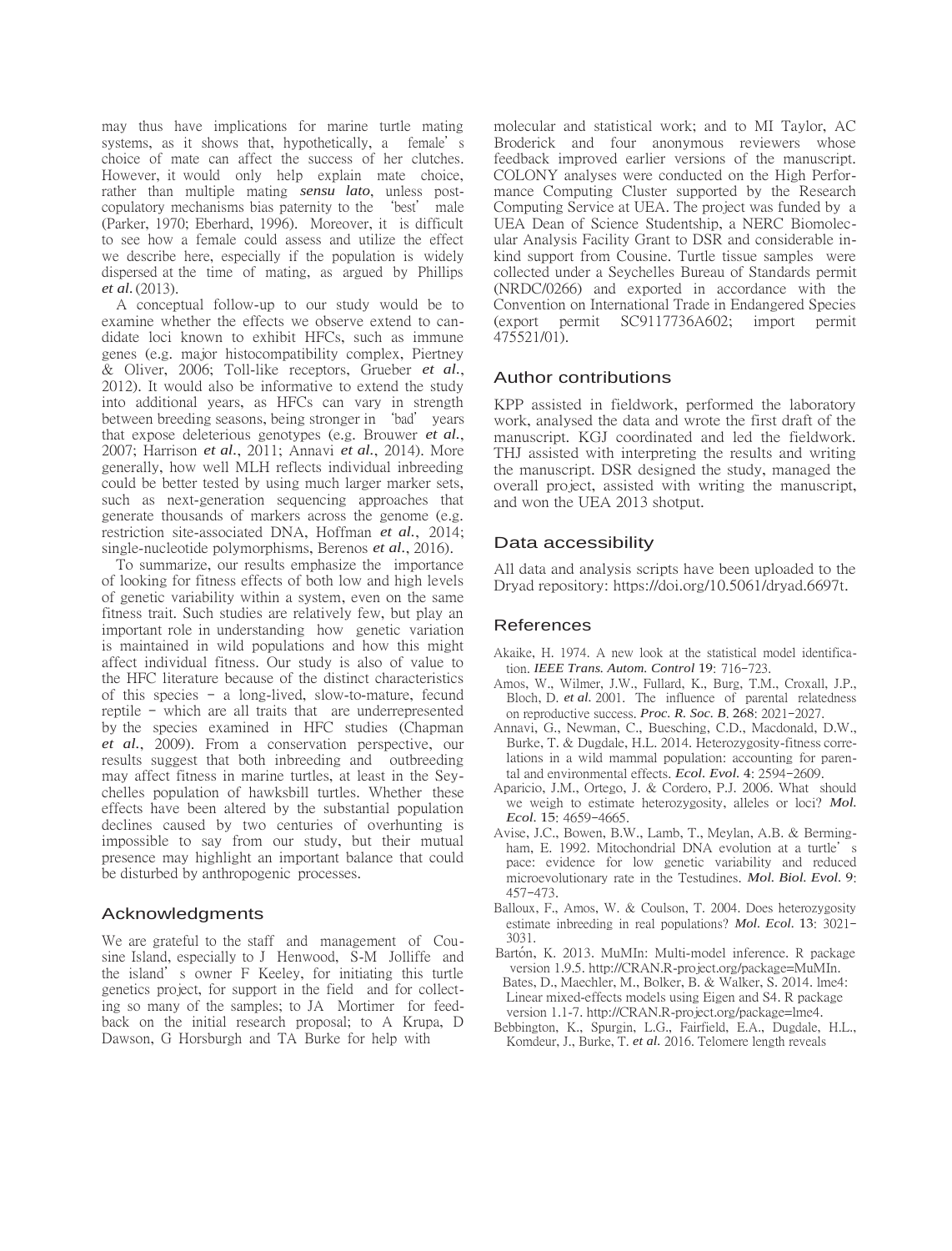may thus have implications for marine turtle mating systems, as it shows that, hypothetically, a female's choice of mate can affect the success of her clutches. However, it would only help explain mate choice, rather than multiple mating *sensu lato*, unless post-copulatory mechanisms bias paternity to the 'best' male (Parker, 1970; Eberhard, 1996). Moreover, it is difficult to see how a female could assess and utilize the effect we describe here, especially if the population is widely dispersed at the time of mating, as argued by Phillips *et al.* (2013).

A conceptual follow-up to our study would be to examine whether the effects we observe extend to candidate loci known to exhibit HFCs, such as immune genes (e.g. major histocompatibility complex, Piertney & Oliver, 2006; Toll-like receptors, Grueber *et al.*, 2012). It would also be informative to extend the study into additional years, as HFCs can vary in strength between breeding seasons, being stronger in 'bad' years that expose deleterious genotypes (e.g. Brouwer *et al.*, 2007; Harrison *et al.*, 2011; Annavi *et al.*, 2014). More generally, how well MLH reflects individual inbreeding could be better tested by using much larger marker sets, such as next-generation sequencing approaches that generate thousands of markers across the genome (e.g. restriction site-associated DNA, Hoffman *et al.*, 2014; single-nucleotide polymorphisms, Berenos *et al.*, 2016).

To summarize, our results emphasize the importance of looking for fitness effects of both low and high levels of genetic variability within a system, even on the same fitness trait. Such studies are relatively few, but play an important role in understanding how genetic variation is maintained in wild populations and how this might affect individual fitness. Our study is also of value to the HFC literature because of the distinct characteristics of this species – a long-lived, slow-to-mature, fecund reptile – which are all traits that are underrepresented by the species examined in HFC studies (Chapman *et al.*, 2009). From a conservation perspective, our results suggest that both inbreeding and outbreeding may affect fitness in marine turtles, at least in the Seychelles population of hawksbill turtles. Whether these effects have been altered by the substantial population declines caused by two centuries of overhunting is impossible to say from our study, but their mutual presence may highlight an important balance that could be disturbed by anthropogenic processes.

## Acknowledgments

We are grateful to the staff and management of Cousine Island, especially to J Henwood, S-M Jolliffe and the island's owner F Keeley, for initiating this turtle genetics project, for support in the field and for collecting so many of the samples; to JA Mortimer for feedback on the initial research proposal; to A Krupa, D Dawson, G Horsburgh and TA Burke for help with molecular and statistical work; and to MI Taylor, AC Broderick and four anonymous reviewers whose feedback improved earlier versions of the manuscript. COLONY analyses were conducted on the High Performance Computing Cluster supported by the Research Computing Service at UEA. The project was funded by a UEA Dean of Science Studentship, a NERC Biomolecular Analysis Facility Grant to DSR and considerable in-kind support from Cousine. Turtle tissue samples were collected under a Seychelles Bureau of Standards permit (NRDC/0266) and exported in accordance with the Convention on International Trade in Endangered Species (export permit SC9117736A602; import permit 475521/01).

## Author contributions

KPP assisted in fieldwork, performed the laboratory work, analysed the data and wrote the first draft of the manuscript. KGJ coordinated and led the fieldwork. THJ assisted with interpreting the results and writing the manuscript. DSR designed the study, managed the overall project, assisted with writing the manuscript, and won the UEA 2013 shotput.

## Data accessibility

All data and analysis scripts have been uploaded to the Dryad repository: https://doi.org/10.5061/dryad.6697t.

## References

Akaike, H. 1974. A new look at the statistical model identification. *IEEE Trans. Autom. Control* **19**: 716–723.

Amos, W., Wilmer, J.W., Fullard, K., Burg, T.M., Croxall, J.P., Bloch, D. *et al.* 2001. The influence of parental relatedness on reproductive success. *Proc. R. Soc. B.* **268**: 2021–2027.

Annavi, G., Newman, C., Buesching, C.D., Macdonald, D.W., Burke, T. & Dugdale, H.L. 2014. Heterozygosity-fitness correlations in a wild mammal population: accounting for parental and environmental effects. *Ecol. Evol.* **4**: 2594–2609.

Aparicio, J.M., Ortego, J. & Cordero, P.J. 2006. What should we weigh to estimate heterozygosity, alleles or loci? *Mol. Ecol.* **15**: 4659–4665.

Avise, J.C., Bowen, B.W., Lamb, T., Meylan, A.B. & Bermingham, E. 1992. Mitochondrial DNA evolution at a turtle's pace: evidence for low genetic variability and reduced microevolutionary rate in the Testudines. *Mol. Biol. Evol.* **9**: 457–473.

Balloux, F., Amos, W. & Coulson, T. 2004. Does heterozygosity estimate inbreeding in real populations? *Mol. Ecol.* **13**: 3021–3031.

Bartón, K. 2013. MuMIn: Multi-model inference. R package version 1.9.5. http://CRAN.R-project.org/package=MuMIn.

Bates, D., Maechler, M., Bolker, B. & Walker, S. 2014. lme4: Linear mixed-effects models using Eigen and S4. R package version 1.1-7. http://CRAN.R-project.org/package=lme4.

Bebbington, K., Spurgin, L.G., Fairfield, E.A., Dugdale, H.L., Komdeur, J., Burke, T. *et al.* 2016. Telomere length reveals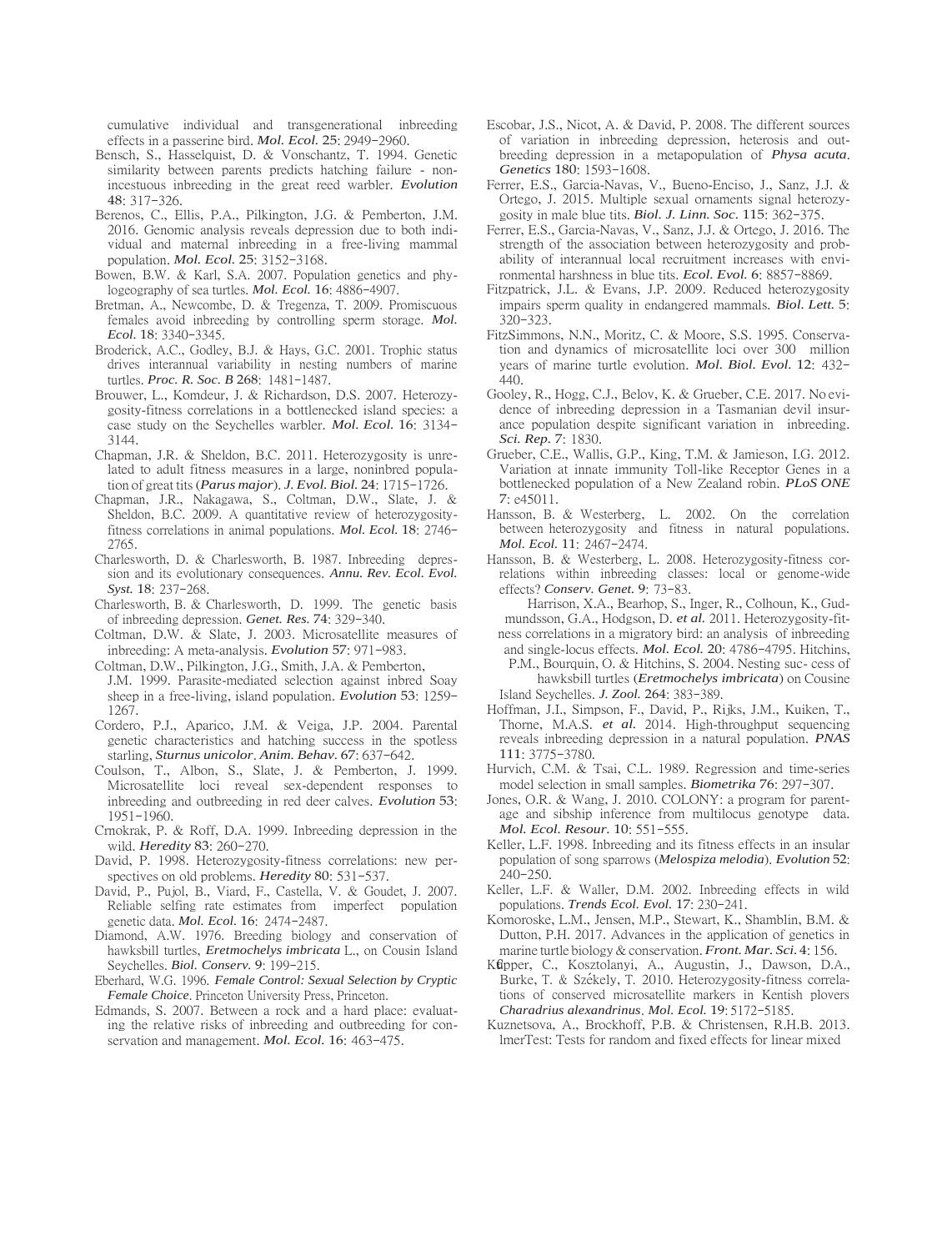cumulative individual and transgenerational inbreeding effects in a passerine bird. *Mol. Ecol.* **25**: 2949–2960.

Bensch, S., Hasselquist, D. & Vonschantz, T. 1994. Genetic similarity between parents predicts hatching failure - nonincestuous inbreeding in the great reed warbler. *Evolution* **48**: 317–326.

Berenos, C., Ellis, P.A., Pilkington, J.G. & Pemberton, J.M. 2016. Genomic analysis reveals depression due to both individual and maternal inbreeding in a free-living mammal population. *Mol. Ecol.* **25**: 3152–3168.

Bowen, B.W. & Karl, S.A. 2007. Population genetics and phylogeography of sea turtles. *Mol. Ecol.* **16**: 4886–4907.

Bretman, A., Newcombe, D. & Tregenza, T. 2009. Promiscuous females avoid inbreeding by controlling sperm storage. *Mol. Ecol.* **18**: 3340–3345.

Broderick, A.C., Godley, B.J. & Hays, G.C. 2001. Trophic status drives interannual variability in nesting numbers of marine turtles. *Proc. R. Soc. B* **268**: 1481–1487.

Brouwer, L., Komdeur, J. & Richardson, D.S. 2007. Heterozygosity-fitness correlations in a bottlenecked island species: a case study on the Seychelles warbler. *Mol. Ecol.* **16**: 3134–3144.

Chapman, J.R. & Sheldon, B.C. 2011. Heterozygosity is unrelated to adult fitness measures in a large, noninbred population of great tits (*Parus major*). *J. Evol. Biol.* **24**: 1715–1726.

Chapman, J.R., Nakagawa, S., Coltman, D.W., Slate, J. & Sheldon, B.C. 2009. A quantitative review of heterozygosity-fitness correlations in animal populations. *Mol. Ecol.* **18**: 2746–2765.

Charlesworth, D. & Charlesworth, B. 1987. Inbreeding depression and its evolutionary consequences. *Annu. Rev. Ecol. Evol. Syst.* **18**: 237–268.

Charlesworth, B. & Charlesworth, D. 1999. The genetic basis of inbreeding depression. *Genet. Res.* **74**: 329–340.

Coltman, D.W. & Slate, J. 2003. Microsatellite measures of inbreeding: A meta-analysis. *Evolution* **57**: 971–983.

Coltman, D.W., Pilkington, J.G., Smith, J.A. & Pemberton, J.M. 1999. Parasite-mediated selection against inbred Soay sheep in a free-living, island population. *Evolution* **53**: 1259–1267.

Cordero, P.J., Aparico, J.M. & Veiga, J.P. 2004. Parental genetic characteristics and hatching success in the spotless starling, *Sturnus unicolor*. *Anim. Behav.* **67**: 637–642.

Coulson, T., Albon, S., Slate, J. & Pemberton, J. 1999. Microsatellite loci reveal sex-dependent responses to inbreeding and outbreeding in red deer calves. *Evolution* **53**: 1951–1960.

Crnokrak, P. & Roff, D.A. 1999. Inbreeding depression in the wild. *Heredity* **83**: 260–270.

David, P. 1998. Heterozygosity-fitness correlations: new perspectives on old problems. *Heredity* **80**: 531–537.

David, P., Pujol, B., Viard, F., Castella, V. & Goudet, J. 2007. Reliable selfing rate estimates from imperfect population genetic data. *Mol. Ecol.* **16**: 2474–2487.

Diamond, A.W. 1976. Breeding biology and conservation of hawksbill turtles, *Eretmochelys imbricata* L., on Cousin Island Seychelles. *Biol. Conserv.* **9**: 199–215.

Eberhard, W.G. 1996. *Female Control: Sexual Selection by Cryptic Female Choice*. Princeton University Press, Princeton.

Edmands, S. 2007. Between a rock and a hard place: evaluating the relative risks of inbreeding and outbreeding for conservation and management. *Mol. Ecol.* **16**: 463–475.

Escobar, J.S., Nicot, A. & David, P. 2008. The different sources of variation in inbreeding depression, heterosis and outbreeding depression in a metapopulation of *Physa acuta*. *Genetics* **180**: 1593–1608.

Ferrer, E.S., Garcia-Navas, V., Bueno-Enciso, J., Sanz, J.J. & Ortego, J. 2015. Multiple sexual ornaments signal heterozygosity in male blue tits. *Biol. J. Linn. Soc.* **115**: 362–375.

Ferrer, E.S., Garcia-Navas, V., Sanz, J.J. & Ortego, J. 2016. The strength of the association between heterozygosity and probability of interannual local recruitment increases with environmental harshness in blue tits. *Ecol. Evol.* **6**: 8857–8869.

Fitzpatrick, J.L. & Evans, J.P. 2009. Reduced heterozygosity impairs sperm quality in endangered mammals. *Biol. Lett.* **5**: 320–323.

FitzSimmons, N.N., Moritz, C. & Moore, S.S. 1995. Conservation and dynamics of microsatellite loci over 300 million years of marine turtle evolution. *Mol. Biol. Evol.* **12**: 432–440.

Gooley, R., Hogg, C.J., Belov, K. & Grueber, C.E. 2017. No evidence of inbreeding depression in a Tasmanian devil insurance population despite significant variation in inbreeding. *Sci. Rep.* **7**: 1830.

Grueber, C.E., Wallis, G.P., King, T.M. & Jamieson, I.G. 2012. Variation at innate immunity Toll-like Receptor Genes in a bottlenecked population of a New Zealand robin. *PLoS ONE* **7**: e45011.

Hansson, B. & Westerberg, L. 2002. On the correlation between heterozygosity and fitness in natural populations. *Mol. Ecol.* **11**: 2467–2474.

Hansson, B. & Westerberg, L. 2008. Heterozygosity-fitness correlations within inbreeding classes: local or genome-wide effects? *Conserv. Genet.* **9**: 73–83.

Harrison, X.A., Bearhop, S., Inger, R., Colhoun, K., Gudmundsson, G.A., Hodgson, D. *et al.* 2011. Heterozygosity-fitness correlations in a migratory bird: an analysis of inbreeding and single-locus effects. *Mol. Ecol.* **20**: 4786–4795.

Hitchins, P.M., Bourquin, O. & Hitchins, S. 2004. Nesting success of hawksbill turtles (*Eretmochelys imbricata*) on Cousine Island Seychelles. *J. Zool.* **264**: 383–389.

Hoffman, J.I., Simpson, F., David, P., Rijks, J.M., Kuiken, T., Thorne, M.A.S. *et al.* 2014. High-throughput sequencing reveals inbreeding depression in a natural population. *PNAS* **111**: 3775–3780.

Hurvich, C.M. & Tsai, C.L. 1989. Regression and time-series model selection in small samples. *Biometrika* **76**: 297–307.

Jones, O.R. & Wang, J. 2010. COLONY: a program for parentage and sibship inference from multilocus genotype data. *Mol. Ecol. Resour.* **10**: 551–555.

Keller, L.F. 1998. Inbreeding and its fitness effects in an insular population of song sparrows (*Melospiza melodia*). *Evolution* **52**: 240–250.

Keller, L.F. & Waller, D.M. 2002. Inbreeding effects in wild populations. *Trends Ecol. Evol.* **17**: 230–241.

Komoroske, L.M., Jensen, M.P., Stewart, K., Shamblin, B.M. & Dutton, P.H. 2017. Advances in the application of genetics in marine turtle biology & conservation. *Front. Mar. Sci.* **4**: 156.

Küpper, C., Kosztolanyi, A., Augustin, J., Dawson, D.A., Burke, T. & Székely, T. 2010. Heterozygosity-fitness correlations of conserved microsatellite markers in Kentish plovers *Charadrius alexandrinus*. *Mol. Ecol.* **19**: 5172–5185.

Kuznetsova, A., Brockhoff, P.B. & Christensen, R.H.B. 2013. lmerTest: Tests for random and fixed effects for linear mixed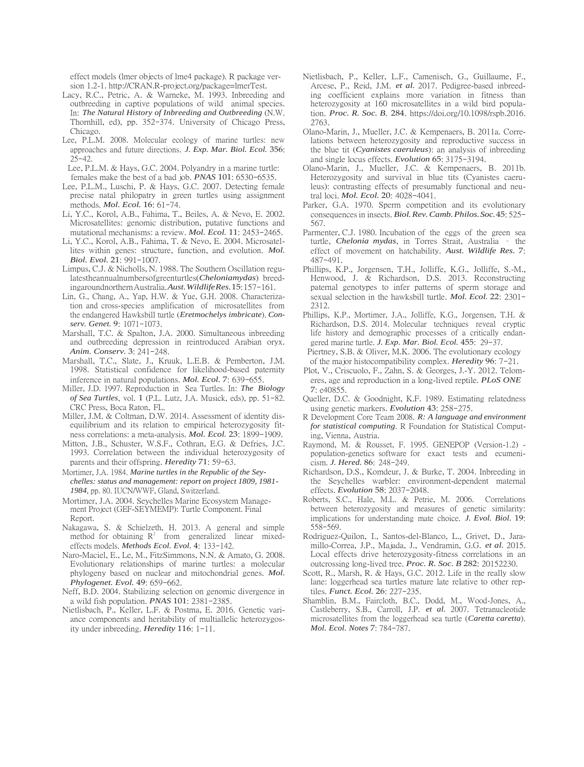effect models (lmer objects of lme4 package). R package version 1.2-1. http://CRAN.R-project.org/package=lmerTest.

Lacy, R.C., Petric, A. & Warneke, M. 1993. Inbreeding and outbreeding in captive populations of wild animal species. In: *The Natural History of Inbreeding and Outbreeding* (N.W. Thornhill, ed), pp. 352–374. University of Chicago Press, Chicago.

Lee, P.L.M. 2008. Molecular ecology of marine turtles: new approaches and future directions. *J. Exp. Mar. Biol. Ecol.* 356: 25–42.

Lee, P.L.M. & Hays, G.C. 2004. Polyandry in a marine turtle: females make the best of a bad job. *PNAS* 101: 6530–6535.

Lee, P.L.M., Luschi, P. & Hays, G.C. 2007. Detecting female precise natal philopatry in green turtles using assignment methods. *Mol. Ecol.* 16: 61–74.

Li, Y.C., Korol, A.B., Fahima, T., Beiles, A. & Nevo, E. 2002. Microsatellites: genomic distribution, putative functions and mutational mechanisms: a review. *Mol. Ecol.* 11: 2453–2465.

Li, Y.C., Korol, A.B., Fahima, T. & Nevo, E. 2004. Microsatellites within genes: structure, function, and evolution. *Mol. Biol. Evol.* 21: 991–1007.

Limpus, C.J. & Nicholls, N. 1988. The Southern Oscillation regulates the annual numbers of green turtles (*Chelonia mydas*) breeding around northern Australia. *Aust. Wildlife Res.* 15: 157–161.

Lin, G., Chang, A., Yap, H.W. & Yue, G.H. 2008. Characterization and cross-species amplification of microsatellites from the endangered Hawksbill turtle (*Eretmochelys imbricate*). *Conserv. Genet.* 9: 1071–1073.

Marshall, T.C. & Spalton, J.A. 2000. Simultaneous inbreeding and outbreeding depression in reintroduced Arabian oryx. *Anim. Conserv.* 3: 241–248.

Marshall, T.C., Slate, J., Kruuk, L.E.B. & Pemberton, J.M. 1998. Statistical confidence for likelihood-based paternity inference in natural populations. *Mol. Ecol.* 7: 639–655.

Miller, J.D. 1997. Reproduction in Sea Turtles. In: *The Biology of Sea Turtles*, vol. 1 (P.L. Lutz, J.A. Musick, eds), pp. 51–82. CRC Press, Boca Raton, FL.

Miller, J.M. & Coltman, D.W. 2014. Assessment of identity disequilibrium and its relation to empirical heterozygosity fitness correlations: a meta-analysis. *Mol. Ecol.* 23: 1899–1909.

Mitton, J.B., Schuster, W.S.F., Cothran, E.G. & Defries, J.C. 1993. Correlation between the individual heterozygosity of parents and their offspring. *Heredity* 71: 59–63.

Mortimer, J.A. 1984. *Marine turtles in the Republic of the Seychelles: status and management: report on project 1809, 1981-1984*, pp. 80. IUCN/WWF, Gland, Switzerland.

Mortimer, J.A. 2004. Seychelles Marine Ecosystem Management Project (GEF-SEYMEMP): Turtle Component. Final Report.

Nakagawa, S. & Schielzeth, H. 2013. A general and simple method for obtaining $R^2$ from generalized linear mixed-effects models. *Methods Ecol. Evol.* 4: 133–142.

Naro-Maciel, E., Le, M., FitzSimmons, N.N. & Amato, G. 2008. Evolutionary relationships of marine turtles: a molecular phylogeny based on nuclear and mitochondrial genes. *Mol. Phylogenet. Evol.* 49: 659–662.

Neff, B.D. 2004. Stabilizing selection on genomic divergence in a wild fish population. *PNAS* 101: 2381–2385.

Nietlisbach, P., Keller, L.F. & Postma, E. 2016. Genetic variance components and heritability of multiallelic heterozygosity under inbreeding. *Heredity* 116: 1–11.

Nietlisbach, P., Keller, L.F., Camenisch, G., Guillaume, F., Arcese, P., Reid, J.M. *et al.* 2017. Pedigree-based inbreeding coefficient explains more variation in fitness than heterozygosity at 160 microsatellites in a wild bird population. *Proc. R. Soc. B.* 284. https://doi.org/10.1098/rspb.2016.2763.

Olano-Marin, J., Mueller, J.C. & Kempenaers, B. 2011a. Correlations between heterozygosity and reproductive success in the blue tit (*Cyanistes caeruleus*): an analysis of inbreeding and single locus effects. *Evolution* 65: 3175–3194.

Olano-Marin, J., Mueller, J.C. & Kempenaers, B. 2011b. Heterozygosity and survival in blue tits (Cyanistes caeruleus): contrasting effects of presumably functional and neutral loci. *Mol. Ecol.* 20: 4028–4041.

Parker, G.A. 1970. Sperm competition and its evolutionary consequences in insects. *Biol. Rev. Camb. Philos. Soc.* 45: 525–567.

Parmenter, C.J. 1980. Incubation of the eggs of the green sea turtle, *Chelonia mydas*, in Torres Strait, Australia – the effect of movement on hatchability. *Aust. Wildlife Res.* 7: 487–491.

Phillips, K.P., Jorgensen, T.H., Jolliffe, K.G., Jolliffe, S.-M., Henwood, J. & Richardson, D.S. 2013. Reconstructing paternal genotypes to infer patterns of sperm storage and sexual selection in the hawksbill turtle. *Mol. Ecol.* 22: 2301–2312.

Phillips, K.P., Mortimer, J.A., Jolliffe, K.G., Jorgensen, T.H. & Richardson, D.S. 2014. Molecular techniques reveal cryptic life history and demographic processes of a critically endangered marine turtle. *J. Exp. Mar. Biol. Ecol.* 455: 29–37.

Piertney, S.B. & Oliver, M.K. 2006. The evolutionary ecology of the major histocompatibility complex. *Heredity* 96: 7–21.

Plot, V., Criscuolo, F., Zahn, S. & Georges, J.-Y. 2012. Telomeres, age and reproduction in a long-lived reptile. *PLoS ONE* 7: e40855.

Queller, D.C. & Goodnight, K.F. 1989. Estimating relatedness using genetic markers. *Evolution* 43: 258–275.

R Development Core Team 2008. *R: A language and environment for statistical computing*. R Foundation for Statistical Computing, Vienna, Austria.

Raymond, M. & Rousset, F. 1995. GENEPOP (Version-1.2) - population-genetics software for exact tests and ecumenicism. *J. Hered.* 86: 248–249.

Richardson, D.S., Komdeur, J. & Burke, T. 2004. Inbreeding in the Seychelles warbler: environment-dependent maternal effects. *Evolution* 58: 2037–2048.

Roberts, S.C., Hale, M.L. & Petrie, M. 2006. Correlations between heterozygosity and measures of genetic similarity: implications for understanding mate choice. *J. Evol. Biol.* 19: 558–569.

Rodriguez-Quilon, I., Santos-del-Blanco, L., Grivet, D., Jaramillo-Correa, J.P., Majada, J., Vendramin, G.G. *et al.* 2015. Local effects drive heterozygosity-fitness correlations in an outcrossing long-lived tree. *Proc. R. Soc. B* 282: 20152230.

Scott, R., Marsh, R. & Hays, G.C. 2012. Life in the really slow lane: loggerhead sea turtles mature late relative to other reptiles. *Funct. Ecol.* 26: 227–235.

Shamblin, B.M., Faircloth, B.C., Dodd, M., Wood-Jones, A., Castleberry, S.B., Carroll, J.P. *et al.* 2007. Tetranucleotide microsatellites from the loggerhead sea turtle (*Caretta caretta*). *Mol. Ecol. Notes* 7: 784–787.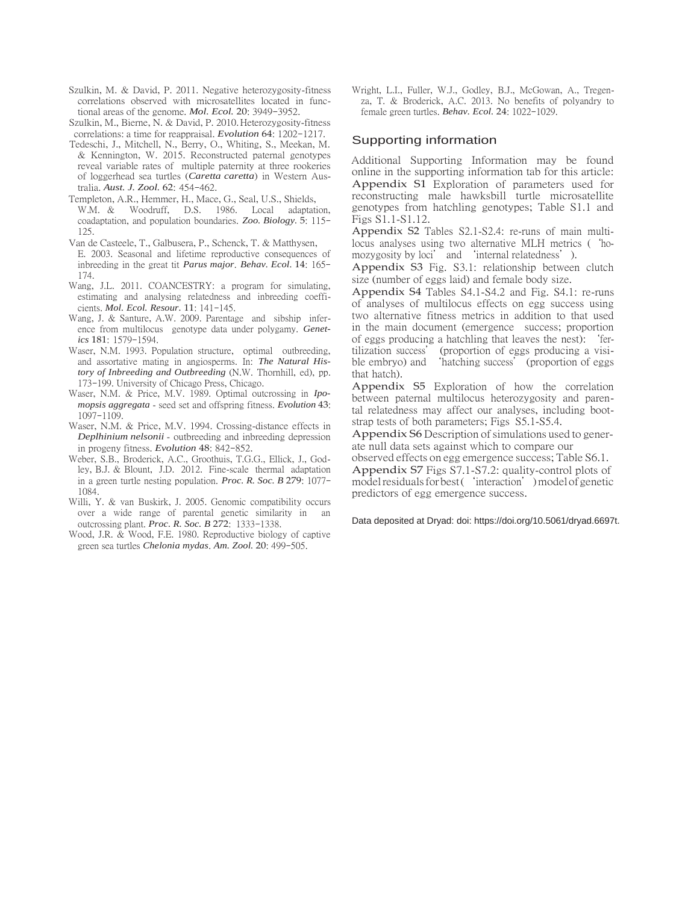Szulkin, M. & David, P. 2011. Negative heterozygosity-fitness correlations observed with microsatellites located in functional areas of the genome. *Mol. Ecol.* 20: 3949–3952.

Szulkin, M., Bierne, N. & David, P. 2010. Heterozygosity-fitness correlations: a time for reappraisal. *Evolution* 64: 1202–1217.

Tedeschi, J., Mitchell, N., Berry, O., Whiting, S., Meekan, M. & Kennington, W. 2015. Reconstructed paternal genotypes reveal variable rates of multiple paternity at three rookeries of loggerhead sea turtles (*Caretta caretta*) in Western Australia. *Aust. J. Zool.* 62: 454–462.

Templeton, A.R., Hemmer, H., Mace, G., Seal, U.S., Shields, W.M. & Woodruff, D.S. 1986. Local adaptation, coadaptation, and population boundaries. *Zoo. Biology.* 5: 115–125.

Van de Casteele, T., Galbusera, P., Schenck, T. & Matthysen, E. 2003. Seasonal and lifetime reproductive consequences of inbreeding in the great tit *Parus major*. *Behav. Ecol.* 14: 165–174.

Wang, J.L. 2011. COANCESTRY: a program for simulating, estimating and analysing relatedness and inbreeding coefficients. *Mol. Ecol. Resour.* 11: 141–145.

Wang, J. & Santure, A.W. 2009. Parentage and sibship inference from multilocus genotype data under polygamy. *Genetics* 181: 1579–1594.

Waser, N.M. 1993. Population structure, optimal outbreeding, and assortative mating in angiosperms. In: *The Natural History of Inbreeding and Outbreeding* (N.W. Thornhill, ed), pp. 173–199. University of Chicago Press, Chicago.

Waser, N.M. & Price, M.V. 1989. Optimal outcrossing in *Ipomopsis aggregata* - seed set and offspring fitness. *Evolution* 43: 1097–1109.

Waser, N.M. & Price, M.V. 1994. Crossing-distance effects in *Deplhinium nelsonii* - outbreeding and inbreeding depression in progeny fitness. *Evolution* 48: 842–852.

Weber, S.B., Broderick, A.C., Groothuis, T.G.G., Ellick, J., Godley, B.J. & Blount, J.D. 2012. Fine-scale thermal adaptation in a green turtle nesting population. *Proc. R. Soc. B* 279: 1077–1084.

Willi, Y. & van Buskirk, J. 2005. Genomic compatibility occurs over a wide range of parental genetic similarity in an outcrossing plant. *Proc. R. Soc. B* 272: 1333–1338.

Wood, J.R. & Wood, F.E. 1980. Reproductive biology of captive green sea turtles *Chelonia mydas*. *Am. Zool.* 20: 499–505.

Wright, L.I., Fuller, W.J., Godley, B.J., McGowan, A., Tregenza, T. & Broderick, A.C. 2013. No benefits of polyandry to female green turtles. *Behav. Ecol.* 24: 1022–1029.

## Supporting information

Additional Supporting Information may be found online in the supporting information tab for this article:

**Appendix S1** Exploration of parameters used for reconstructing male hawksbill turtle microsatellite genotypes from hatchling genotypes; Table S1.1 and Figs S1.1-S1.12.

**Appendix S2** Tables S2.1-S2.4: re-runs of main multi-locus analyses using two alternative MLH metrics ('homozygosity by loci' and 'internal relatedness').

**Appendix S3** Fig. S3.1: relationship between clutch size (number of eggs laid) and female body size.

**Appendix S4** Tables S4.1-S4.2 and Fig. S4.1: re-runs of analyses of multilocus effects on egg success using two alternative fitness metrics in addition to that used in the main document (emergence success; proportion of eggs producing a hatchling that leaves the nest): 'fertilization success' (proportion of eggs producing a visible embryo) and 'hatching success' (proportion of eggs that hatch).

**Appendix S5** Exploration of how the correlation between paternal multilocus heterozygosity and parental relatedness may affect our analyses, including bootstrap tests of both parameters; Figs S5.1-S5.4.

**Appendix S6** Description of simulations used to generate null data sets against which to compare our observed effects on egg emergence success; Table S6.1.

**Appendix S7** Figs S7.1-S7.2: quality-control plots of model residuals for best ('interaction') model of genetic predictors of egg emergence success.

Data deposited at Dryad: doi: https://doi.org/10.5061/dryad.6697t.